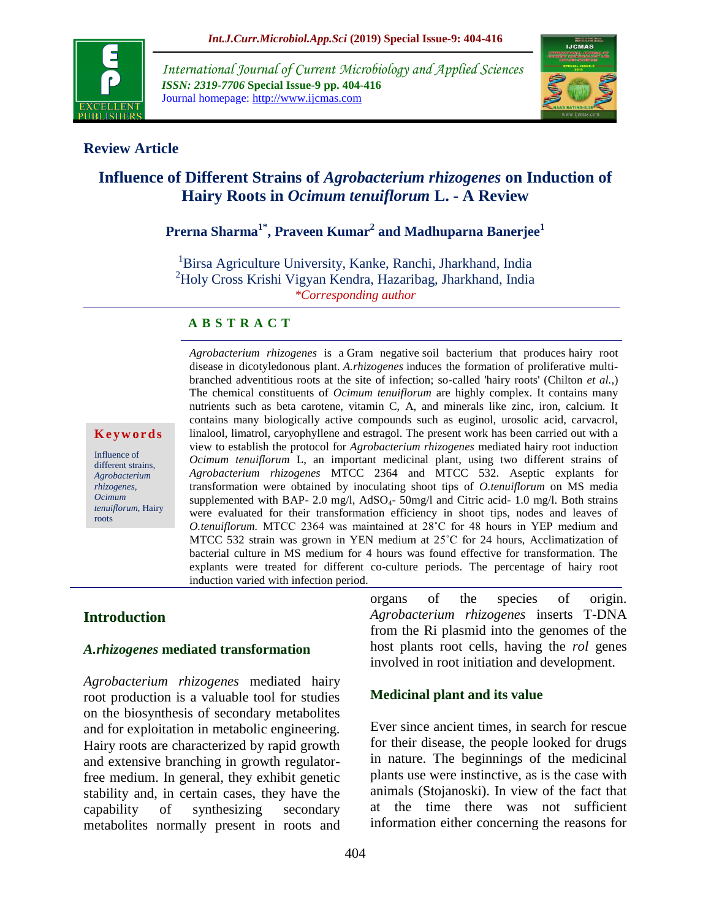Review Article

# Influence of Different Strains of *Agrobacterium rhizogenes* on Induction of Hairy Roots in *Ocimum tenuiflorum* L. - A Review

**Prerna Sharma[1*], Praveen Kumar[2] and Madhuparna Banerjee[1]**

[1]Birsa Agriculture University, Kanke, Ranchi, Jharkhand, India
[2]Holy Cross Krishi Vigyan Kendra, Hazaribag, Jharkhand, India
*Corresponding author

## ABSTRACT

*Agrobacterium rhizogenes* is a Gram negative soil bacterium that produces hairy root disease in dicotyledonous plant. *A.rhizogenes* induces the formation of proliferative multi-branched adventitious roots at the site of infection; so-called 'hairy roots' (Chilton *et al.*,) The chemical constituents of *Ocimum tenuiflorum* are highly complex. It contains many nutrients such as beta carotene, vitamin C, A, and minerals like zinc, iron, calcium. It contains many biologically active compounds such as euginol, urosolic acid, carvacrol, linalool, limatrol, caryophyllene and estragol. The present work has been carried out with a view to establish the protocol for *Agrobacterium rhizogenes* mediated hairy root induction *Ocimum tenuiflorum* L, an important medicinal plant, using two different strains of *Agrobacterium rhizogenes* MTCC 2364 and MTCC 532. Aseptic explants for transformation were obtained by inoculating shoot tips of *O.tenuiflorum* on MS media supplemented with BAP- 2.0 mg/l, $AdSO_4$- 50mg/l and Citric acid- 1.0 mg/l. Both strains were evaluated for their transformation efficiency in shoot tips, nodes and leaves of *O.tenuiflorum.* MTCC 2364 was maintained at 28˚C for 48 hours in YEP medium and MTCC 532 strain was grown in YEN medium at 25˚C for 24 hours, Acclimatization of bacterial culture in MS medium for 4 hours was found effective for transformation. The explants were treated for different co-culture periods. The percentage of hairy root induction varied with infection period.

**Keywords**

Influence of different strains, *Agrobacterium rhizogenes*, *Ocimum tenuiflorum*, Hairy roots

## Introduction

### *A.rhizogenes* mediated transformation

*Agrobacterium rhizogenes* mediated hairy root production is a valuable tool for studies on the biosynthesis of secondary metabolites and for exploitation in metabolic engineering. Hairy roots are characterized by rapid growth and extensive branching in growth regulator-free medium. In general, they exhibit genetic stability and, in certain cases, they have the capability of synthesizing secondary metabolites normally present in roots and organs of the species of origin. *Agrobacterium rhizogenes* inserts T-DNA from the Ri plasmid into the genomes of the host plants root cells, having the *rol* genes involved in root initiation and development.

### Medicinal plant and its value

Ever since ancient times, in search for rescue for their disease, the people looked for drugs in nature. The beginnings of the medicinal plants use were instinctive, as is the case with animals (Stojanoski). In view of the fact that at the time there was not sufficient information either concerning the reasons for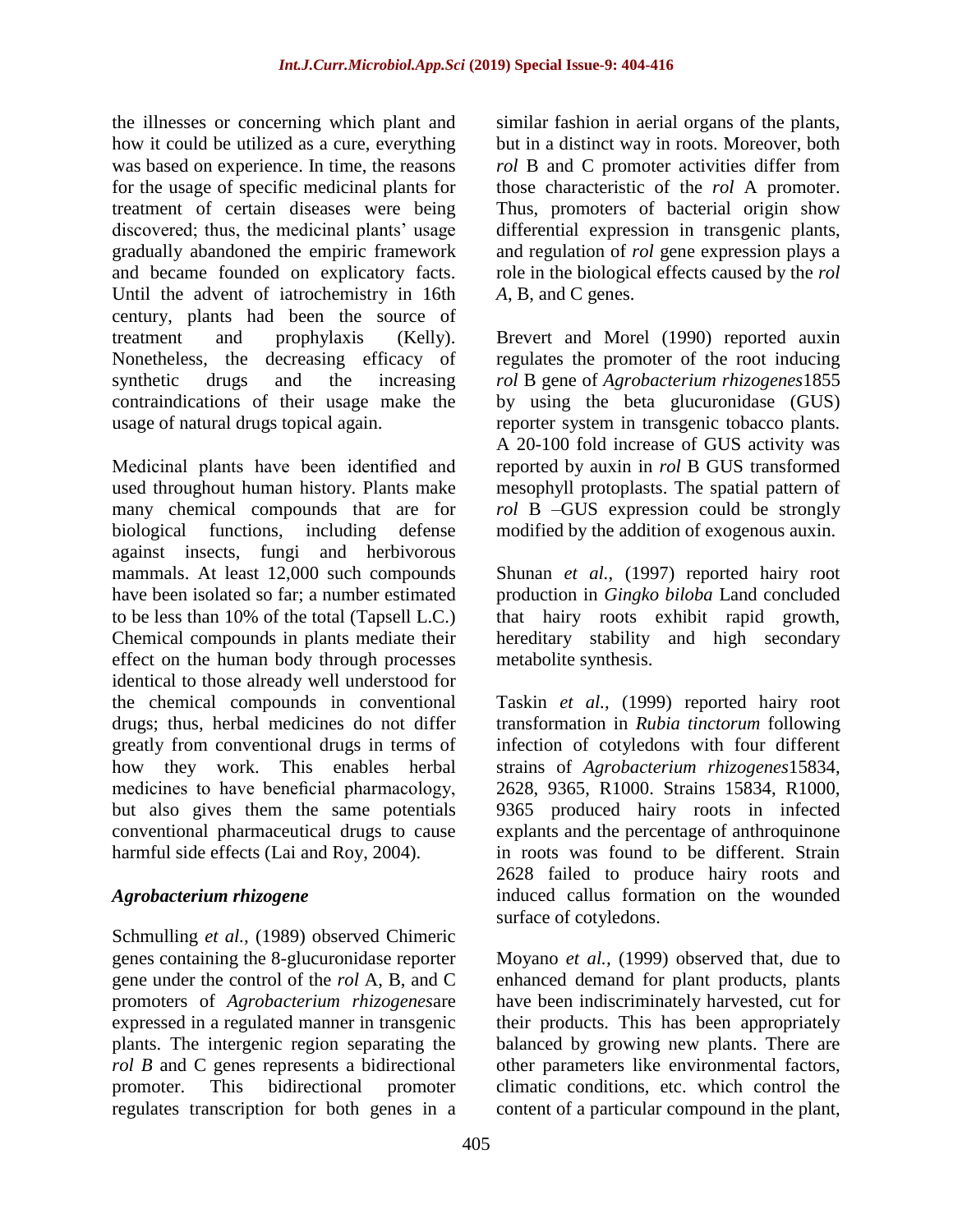the illnesses or concerning which plant and how it could be utilized as a cure, everything was based on experience. In time, the reasons for the usage of specific medicinal plants for treatment of certain diseases were being discovered; thus, the medicinal plants' usage gradually abandoned the empiric framework and became founded on explicatory facts. Until the advent of iatrochemistry in 16th century, plants had been the source of treatment and prophylaxis (Kelly). Nonetheless, the decreasing efficacy of synthetic drugs and the increasing contraindications of their usage make the usage of natural drugs topical again.

Medicinal plants have been identified and used throughout human history. Plants make many chemical compounds that are for biological functions, including defense against insects, fungi and herbivorous mammals. At least 12,000 such compounds have been isolated so far; a number estimated to be less than 10% of the total (Tapsell L.C.) Chemical compounds in plants mediate their effect on the human body through processes identical to those already well understood for the chemical compounds in conventional drugs; thus, herbal medicines do not differ greatly from conventional drugs in terms of how they work. This enables herbal medicines to have beneficial pharmacology, but also gives them the same potentials conventional pharmaceutical drugs to cause harmful side effects (Lai and Roy, 2004).

### *Agrobacterium rhizogene*

Schmulling *et al.,* (1989) observed Chimeric genes containing the 8-glucuronidase reporter gene under the control of the *rol* A, B, and C promoters of *Agrobacterium rhizogenes*are expressed in a regulated manner in transgenic plants. The intergenic region separating the *rol B* and C genes represents a bidirectional promoter. This bidirectional promoter regulates transcription for both genes in a similar fashion in aerial organs of the plants, but in a distinct way in roots. Moreover, both *rol* B and C promoter activities differ from those characteristic of the *rol* A promoter. Thus, promoters of bacterial origin show differential expression in transgenic plants, and regulation of *rol* gene expression plays a role in the biological effects caused by the *rol A*, B, and C genes.

Brevert and Morel (1990) reported auxin regulates the promoter of the root inducing *rol* B gene of *Agrobacterium rhizogenes*1855 by using the beta glucuronidase (GUS) reporter system in transgenic tobacco plants. A 20-100 fold increase of GUS activity was reported by auxin in *rol* B GUS transformed mesophyll protoplasts. The spatial pattern of *rol* B –GUS expression could be strongly modified by the addition of exogenous auxin.

Shunan *et al.,* (1997) reported hairy root production in *Gingko biloba* Land concluded that hairy roots exhibit rapid growth, hereditary stability and high secondary metabolite synthesis.

Taskin *et al.,* (1999) reported hairy root transformation in *Rubia tinctorum* following infection of cotyledons with four different strains of *Agrobacterium rhizogenes*15834, 2628, 9365, R1000. Strains 15834, R1000, 9365 produced hairy roots in infected explants and the percentage of anthroquinone in roots was found to be different. Strain 2628 failed to produce hairy roots and induced callus formation on the wounded surface of cotyledons.

Moyano *et al.,* (1999) observed that, due to enhanced demand for plant products, plants have been indiscriminately harvested, cut for their products. This has been appropriately balanced by growing new plants. There are other parameters like environmental factors, climatic conditions, etc. which control the content of a particular compound in the plant,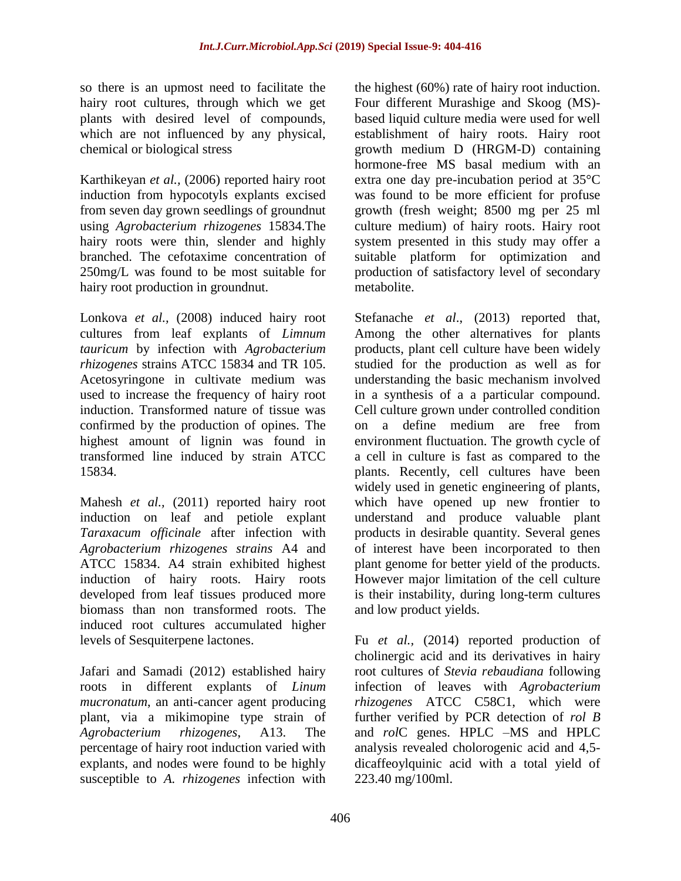so there is an upmost need to facilitate the hairy root cultures, through which we get plants with desired level of compounds, which are not influenced by any physical, chemical or biological stress

Karthikeyan *et al.,* (2006) reported hairy root induction from hypocotyls explants excised from seven day grown seedlings of groundnut using *Agrobacterium rhizogenes* 15834.The hairy roots were thin, slender and highly branched. The cefotaxime concentration of 250mg/L was found to be most suitable for hairy root production in groundnut.

Lonkova *et al.,* (2008) induced hairy root cultures from leaf explants of *Limnum tauricum* by infection with *Agrobacterium rhizogenes* strains ATCC 15834 and TR 105. Acetosyringone in cultivate medium was used to increase the frequency of hairy root induction. Transformed nature of tissue was confirmed by the production of opines. The highest amount of lignin was found in transformed line induced by strain ATCC 15834.

Mahesh *et al.,* (2011) reported hairy root induction on leaf and petiole explant *Taraxacum officinale* after infection with *Agrobacterium rhizogenes strains* A4 and ATCC 15834. A4 strain exhibited highest induction of hairy roots. Hairy roots developed from leaf tissues produced more biomass than non transformed roots. The induced root cultures accumulated higher levels of Sesquiterpene lactones.

Jafari and Samadi (2012) established hairy roots in different explants of *Linum mucronatum*, an anti-cancer agent producing plant, via a mikimopine type strain of *Agrobacterium rhizogenes*, A13. The percentage of hairy root induction varied with explants, and nodes were found to be highly susceptible to *A. rhizogenes* infection with the highest (60%) rate of hairy root induction. Four different Murashige and Skoog (MS)-based liquid culture media were used for well establishment of hairy roots. Hairy root growth medium D (HRGM-D) containing hormone-free MS basal medium with an extra one day pre-incubation period at 35°C was found to be more efficient for profuse growth (fresh weight; 8500 mg per 25 ml culture medium) of hairy roots. Hairy root system presented in this study may offer a suitable platform for optimization and production of satisfactory level of secondary metabolite.

Stefanache *et al*., (2013) reported that, Among the other alternatives for plants products, plant cell culture have been widely studied for the production as well as for understanding the basic mechanism involved in a synthesis of a a particular compound. Cell culture grown under controlled condition on a define medium are free from environment fluctuation. The growth cycle of a cell in culture is fast as compared to the plants. Recently, cell cultures have been widely used in genetic engineering of plants, which have opened up new frontier to understand and produce valuable plant products in desirable quantity. Several genes of interest have been incorporated to then plant genome for better yield of the products. However major limitation of the cell culture is their instability, during long-term cultures and low product yields.

Fu *et al.,* (2014) reported production of cholinergic acid and its derivatives in hairy root cultures of *Stevia rebaudiana* following infection of leaves with *Agrobacterium rhizogenes* ATCC C58C1, which were further verified by PCR detection of *rol B* and *rol*C genes. HPLC –MS and HPLC analysis revealed cholorogenic acid and 4,5-dicaffeoylquinic acid with a total yield of 223.40 mg/100ml.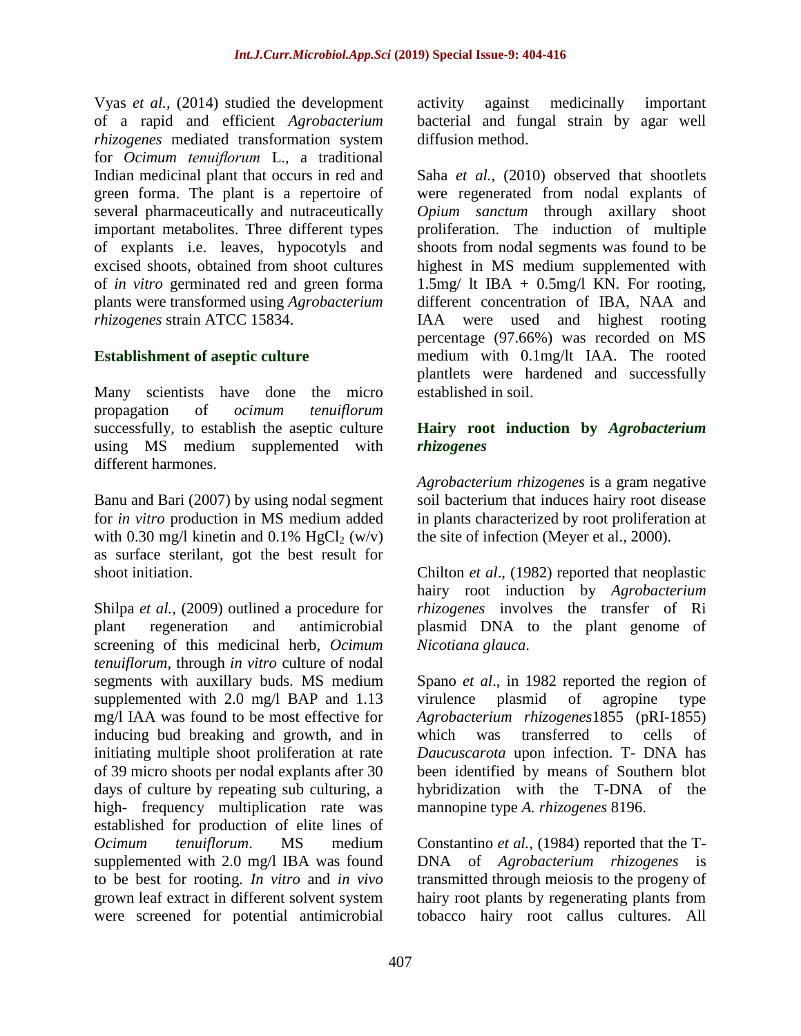Vyas *et al.,* (2014) studied the development of a rapid and efficient *Agrobacterium rhizogenes* mediated transformation system for *Ocimum tenuiflorum* L., a traditional Indian medicinal plant that occurs in red and green forma. The plant is a repertoire of several pharmaceutically and nutraceutically important metabolites. Three different types of explants i.e. leaves, hypocotyls and excised shoots, obtained from shoot cultures of *in vitro* germinated red and green forma plants were transformed using *Agrobacterium rhizogenes* strain ATCC 15834.

### Establishment of aseptic culture

Many scientists have done the micro propagation of *ocimum tenuiflorum* successfully, to establish the aseptic culture using MS medium supplemented with different harmones.

Banu and Bari (2007) by using nodal segment for *in vitro* production in MS medium added with 0.30 mg/l kinetin and 0.1% $HgCl_2$ (w/v) as surface sterilant, got the best result for shoot initiation.

Shilpa *et al.,* (2009) outlined a procedure for plant regeneration and antimicrobial screening of this medicinal herb, *Ocimum tenuiflorum*, through *in vitro* culture of nodal segments with auxillary buds. MS medium supplemented with 2.0 mg/l BAP and 1.13 mg/l IAA was found to be most effective for inducing bud breaking and growth, and in initiating multiple shoot proliferation at rate of 39 micro shoots per nodal explants after 30 days of culture by repeating sub culturing, a high- frequency multiplication rate was established for production of elite lines of *Ocimum tenuiflorum*. MS medium supplemented with 2.0 mg/l IBA was found to be best for rooting. *In vitro* and *in vivo* grown leaf extract in different solvent system were screened for potential antimicrobial activity against medicinally important bacterial and fungal strain by agar well diffusion method.

Saha *et al.,* (2010) observed that shootlets were regenerated from nodal explants of *Opium sanctum* through axillary shoot proliferation. The induction of multiple shoots from nodal segments was found to be highest in MS medium supplemented with 1.5mg/ lt IBA + 0.5mg/l KN. For rooting, different concentration of IBA, NAA and IAA were used and highest rooting percentage (97.66%) was recorded on MS medium with 0.1mg/lt IAA. The rooted plantlets were hardened and successfully established in soil.

### Hairy root induction by *Agrobacterium rhizogenes*

*Agrobacterium rhizogenes* is a gram negative soil bacterium that induces hairy root disease in plants characterized by root proliferation at the site of infection (Meyer et al., 2000).

Chilton *et al*., (1982) reported that neoplastic hairy root induction by *Agrobacterium rhizogenes* involves the transfer of Ri plasmid DNA to the plant genome of *Nicotiana glauca*.

Spano *et al*., in 1982 reported the region of virulence plasmid of agropine type *Agrobacterium rhizogenes*1855 (pRI-1855) which was transferred to cells of *Daucuscarota* upon infection. T- DNA has been identified by means of Southern blot hybridization with the T-DNA of the mannopine type *A. rhizogenes* 8196.

Constantino *et al.,* (1984) reported that the T-DNA of *Agrobacterium rhizogenes* is transmitted through meiosis to the progeny of hairy root plants by regenerating plants from tobacco hairy root callus cultures. All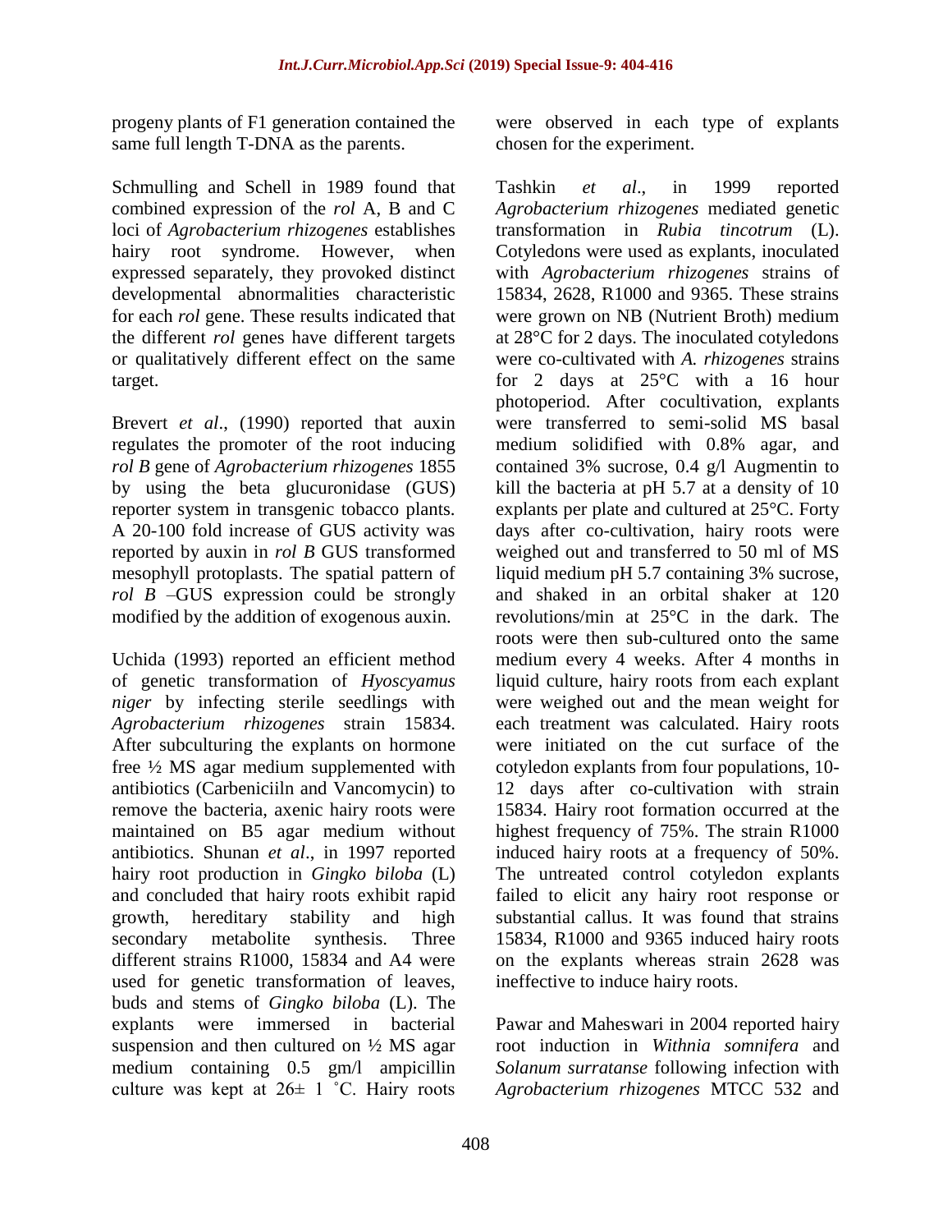progeny plants of F1 generation contained the same full length T-DNA as the parents.

Schmulling and Schell in 1989 found that combined expression of the *rol* A, B and C loci of *Agrobacterium rhizogenes* establishes hairy root syndrome. However, when expressed separately, they provoked distinct developmental abnormalities characteristic for each *rol* gene. These results indicated that the different *rol* genes have different targets or qualitatively different effect on the same target.

Brevert *et al*., (1990) reported that auxin regulates the promoter of the root inducing *rol B* gene of *Agrobacterium rhizogenes* 1855 by using the beta glucuronidase (GUS) reporter system in transgenic tobacco plants. A 20-100 fold increase of GUS activity was reported by auxin in *rol B* GUS transformed mesophyll protoplasts. The spatial pattern of *rol B* –GUS expression could be strongly modified by the addition of exogenous auxin.

Uchida (1993) reported an efficient method of genetic transformation of *Hyoscyamus niger* by infecting sterile seedlings with *Agrobacterium rhizogenes* strain 15834. After subculturing the explants on hormone free ½ MS agar medium supplemented with antibiotics (Carbeniciiln and Vancomycin) to remove the bacteria, axenic hairy roots were maintained on B5 agar medium without antibiotics. Shunan *et al*., in 1997 reported hairy root production in *Gingko biloba* (L) and concluded that hairy roots exhibit rapid growth, hereditary stability and high secondary metabolite synthesis. Three different strains R1000, 15834 and A4 were used for genetic transformation of leaves, buds and stems of *Gingko biloba* (L). The explants were immersed in bacterial suspension and then cultured on ½ MS agar medium containing 0.5 gm/l ampicillin culture was kept at 26± 1 ˚C. Hairy roots were observed in each type of explants chosen for the experiment.

Tashkin *et al*., in 1999 reported *Agrobacterium rhizogenes* mediated genetic transformation in *Rubia tincotrum* (L). Cotyledons were used as explants, inoculated with *Agrobacterium rhizogenes* strains of 15834, 2628, R1000 and 9365. These strains were grown on NB (Nutrient Broth) medium at 28°C for 2 days. The inoculated cotyledons were co-cultivated with *A. rhizogenes* strains for 2 days at 25°C with a 16 hour photoperiod. After cocultivation, explants were transferred to semi-solid MS basal medium solidified with 0.8% agar, and contained 3% sucrose, 0.4 g/l Augmentin to kill the bacteria at pH 5.7 at a density of 10 explants per plate and cultured at 25°C. Forty days after co-cultivation, hairy roots were weighed out and transferred to 50 ml of MS liquid medium pH 5.7 containing 3% sucrose, and shaked in an orbital shaker at 120 revolutions/min at 25°C in the dark. The roots were then sub-cultured onto the same medium every 4 weeks. After 4 months in liquid culture, hairy roots from each explant were weighed out and the mean weight for each treatment was calculated. Hairy roots were initiated on the cut surface of the cotyledon explants from four populations, 10-12 days after co-cultivation with strain 15834. Hairy root formation occurred at the highest frequency of 75%. The strain R1000 induced hairy roots at a frequency of 50%. The untreated control cotyledon explants failed to elicit any hairy root response or substantial callus. It was found that strains 15834, R1000 and 9365 induced hairy roots on the explants whereas strain 2628 was ineffective to induce hairy roots.

Pawar and Maheswari in 2004 reported hairy root induction in *Withnia somnifera* and *Solanum surratanse* following infection with *Agrobacterium rhizogenes* MTCC 532 and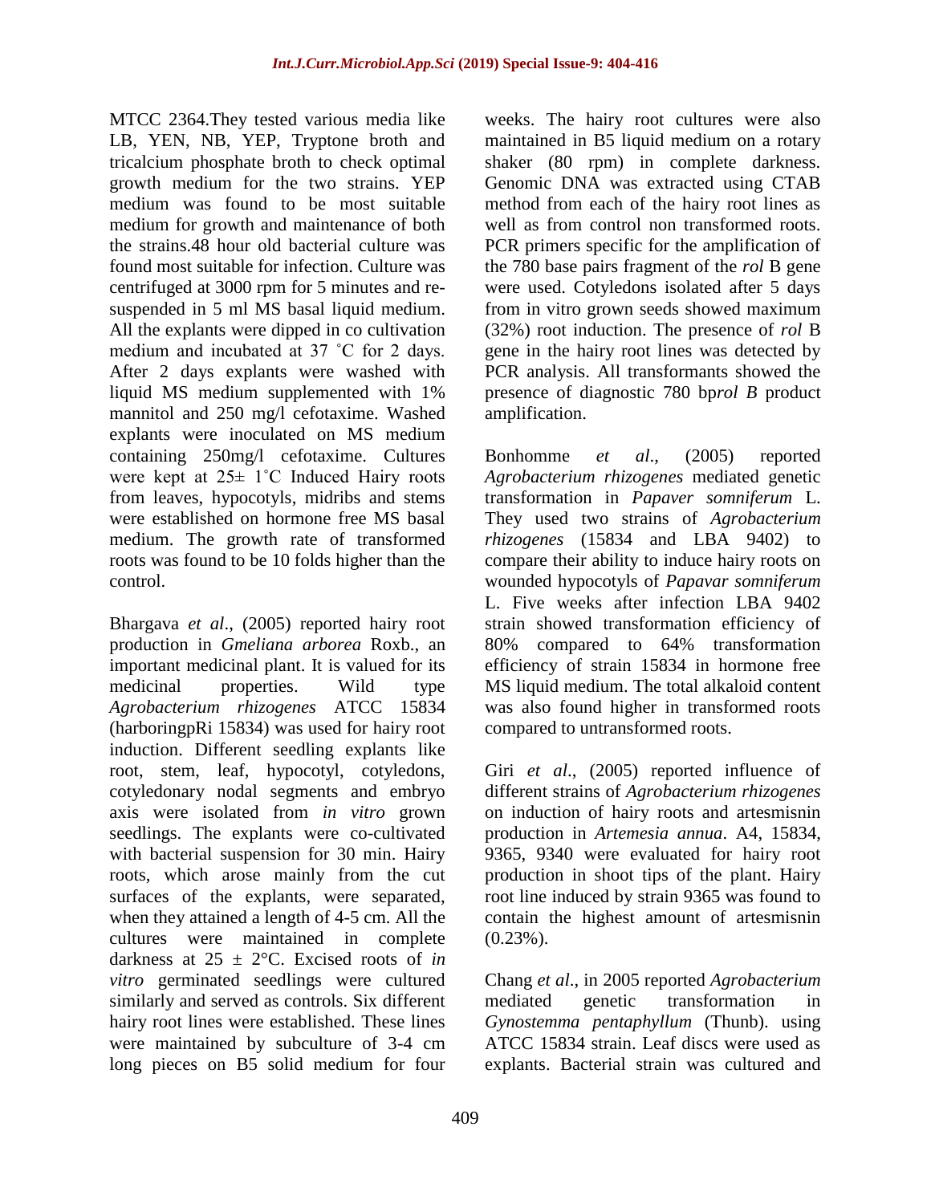MTCC 2364.They tested various media like LB, YEN, NB, YEP, Tryptone broth and tricalcium phosphate broth to check optimal growth medium for the two strains. YEP medium was found to be most suitable medium for growth and maintenance of both the strains.48 hour old bacterial culture was found most suitable for infection. Culture was centrifuged at 3000 rpm for 5 minutes and re-suspended in 5 ml MS basal liquid medium. All the explants were dipped in co cultivation medium and incubated at 37 ˚C for 2 days. After 2 days explants were washed with liquid MS medium supplemented with 1% mannitol and 250 mg/l cefotaxime. Washed explants were inoculated on MS medium containing 250mg/l cefotaxime. Cultures were kept at 25± 1˚C Induced Hairy roots from leaves, hypocotyls, midribs and stems were established on hormone free MS basal medium. The growth rate of transformed roots was found to be 10 folds higher than the control.

Bhargava *et al*., (2005) reported hairy root production in *Gmeliana arborea* Roxb., an important medicinal plant. It is valued for its medicinal properties. Wild type *Agrobacterium rhizogenes* ATCC 15834 (harboringpRi 15834) was used for hairy root induction. Different seedling explants like root, stem, leaf, hypocotyl, cotyledons, cotyledonary nodal segments and embryo axis were isolated from *in vitro* grown seedlings. The explants were co-cultivated with bacterial suspension for 30 min. Hairy roots, which arose mainly from the cut surfaces of the explants, were separated, when they attained a length of 4-5 cm. All the cultures were maintained in complete darkness at 25 ± 2°C. Excised roots of *in vitro* germinated seedlings were cultured similarly and served as controls. Six different hairy root lines were established. These lines were maintained by subculture of 3-4 cm long pieces on B5 solid medium for four weeks. The hairy root cultures were also maintained in B5 liquid medium on a rotary shaker (80 rpm) in complete darkness. Genomic DNA was extracted using CTAB method from each of the hairy root lines as well as from control non transformed roots. PCR primers specific for the amplification of the 780 base pairs fragment of the *rol* B gene were used. Cotyledons isolated after 5 days from in vitro grown seeds showed maximum (32%) root induction. The presence of *rol* B gene in the hairy root lines was detected by PCR analysis. All transformants showed the presence of diagnostic 780 bp*rol B* product amplification.

Bonhomme *et al*., (2005) reported *Agrobacterium rhizogenes* mediated genetic transformation in *Papaver somniferum* L. They used two strains of *Agrobacterium rhizogenes* (15834 and LBA 9402) to compare their ability to induce hairy roots on wounded hypocotyls of *Papavar somniferum* L. Five weeks after infection LBA 9402 strain showed transformation efficiency of 80% compared to 64% transformation efficiency of strain 15834 in hormone free MS liquid medium. The total alkaloid content was also found higher in transformed roots compared to untransformed roots.

Giri *et al*., (2005) reported influence of different strains of *Agrobacterium rhizogenes* on induction of hairy roots and artesmisnin production in *Artemesia annua*. A4, 15834, 9365, 9340 were evaluated for hairy root production in shoot tips of the plant. Hairy root line induced by strain 9365 was found to contain the highest amount of artesmisnin (0.23%).

Chang *et al*., in 2005 reported *Agrobacterium* mediated genetic transformation in *Gynostemma pentaphyllum* (Thunb). using ATCC 15834 strain. Leaf discs were used as explants. Bacterial strain was cultured and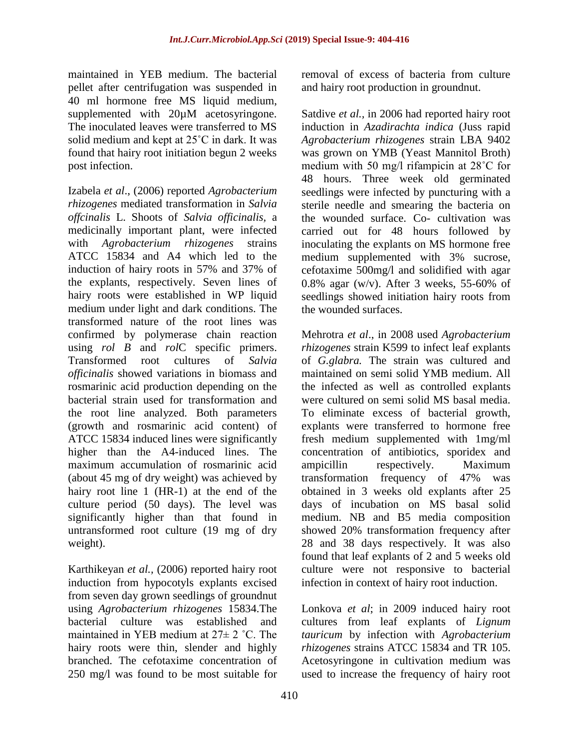maintained in YEB medium. The bacterial pellet after centrifugation was suspended in 40 ml hormone free MS liquid medium, supplemented with 20µM acetosyringone. The inoculated leaves were transferred to MS solid medium and kept at 25˚C in dark. It was found that hairy root initiation begun 2 weeks post infection.

Izabela *et al*., (2006) reported *Agrobacterium rhizogenes* mediated transformation in *Salvia offcinalis* L. Shoots of *Salvia officinalis,* a medicinally important plant, were infected with *Agrobacterium rhizogenes* strains ATCC 15834 and A4 which led to the induction of hairy roots in 57% and 37% of the explants, respectively. Seven lines of hairy roots were established in WP liquid medium under light and dark conditions. The transformed nature of the root lines was confirmed by polymerase chain reaction using *rol B* and *rol*C specific primers. Transformed root cultures of *Salvia officinalis* showed variations in biomass and rosmarinic acid production depending on the bacterial strain used for transformation and the root line analyzed. Both parameters (growth and rosmarinic acid content) of ATCC 15834 induced lines were significantly higher than the A4-induced lines. The maximum accumulation of rosmarinic acid (about 45 mg of dry weight) was achieved by hairy root line 1 (HR-1) at the end of the culture period (50 days). The level was significantly higher than that found in untransformed root culture (19 mg of dry weight).

Karthikeyan *et al.,* (2006) reported hairy root induction from hypocotyls explants excised from seven day grown seedlings of groundnut using *Agrobacterium rhizogenes* 15834.The bacterial culture was established and maintained in YEB medium at 27± 2 ˚C. The hairy roots were thin, slender and highly branched. The cefotaxime concentration of 250 mg/l was found to be most suitable for removal of excess of bacteria from culture and hairy root production in groundnut.

Satdive *et al.,* in 2006 had reported hairy root induction in *Azadirachta indica* (Juss rapid *Agrobacterium rhizogenes* strain LBA 9402 was grown on YMB (Yeast Mannitol Broth) medium with 50 mg/l rifampicin at 28˚C for 48 hours. Three week old germinated seedlings were infected by puncturing with a sterile needle and smearing the bacteria on the wounded surface. Co- cultivation was carried out for 48 hours followed by inoculating the explants on MS hormone free medium supplemented with 3% sucrose, cefotaxime 500mg/l and solidified with agar 0.8% agar (w/v). After 3 weeks, 55-60% of seedlings showed initiation hairy roots from the wounded surfaces.

Mehrotra *et al*., in 2008 used *Agrobacterium rhizogenes* strain K599 to infect leaf explants of *G.glabra.* The strain was cultured and maintained on semi solid YMB medium. All the infected as well as controlled explants were cultured on semi solid MS basal media. To eliminate excess of bacterial growth, explants were transferred to hormone free fresh medium supplemented with 1mg/ml concentration of antibiotics, sporidex and ampicillin respectively. Maximum transformation frequency of 47% was obtained in 3 weeks old explants after 25 days of incubation on MS basal solid medium. NB and B5 media composition showed 20% transformation frequency after 28 and 38 days respectively. It was also found that leaf explants of 2 and 5 weeks old culture were not responsive to bacterial infection in context of hairy root induction.

Lonkova *et al*; in 2009 induced hairy root cultures from leaf explants of *Lignum tauricum* by infection with *Agrobacterium rhizogenes* strains ATCC 15834 and TR 105. Acetosyringone in cultivation medium was used to increase the frequency of hairy root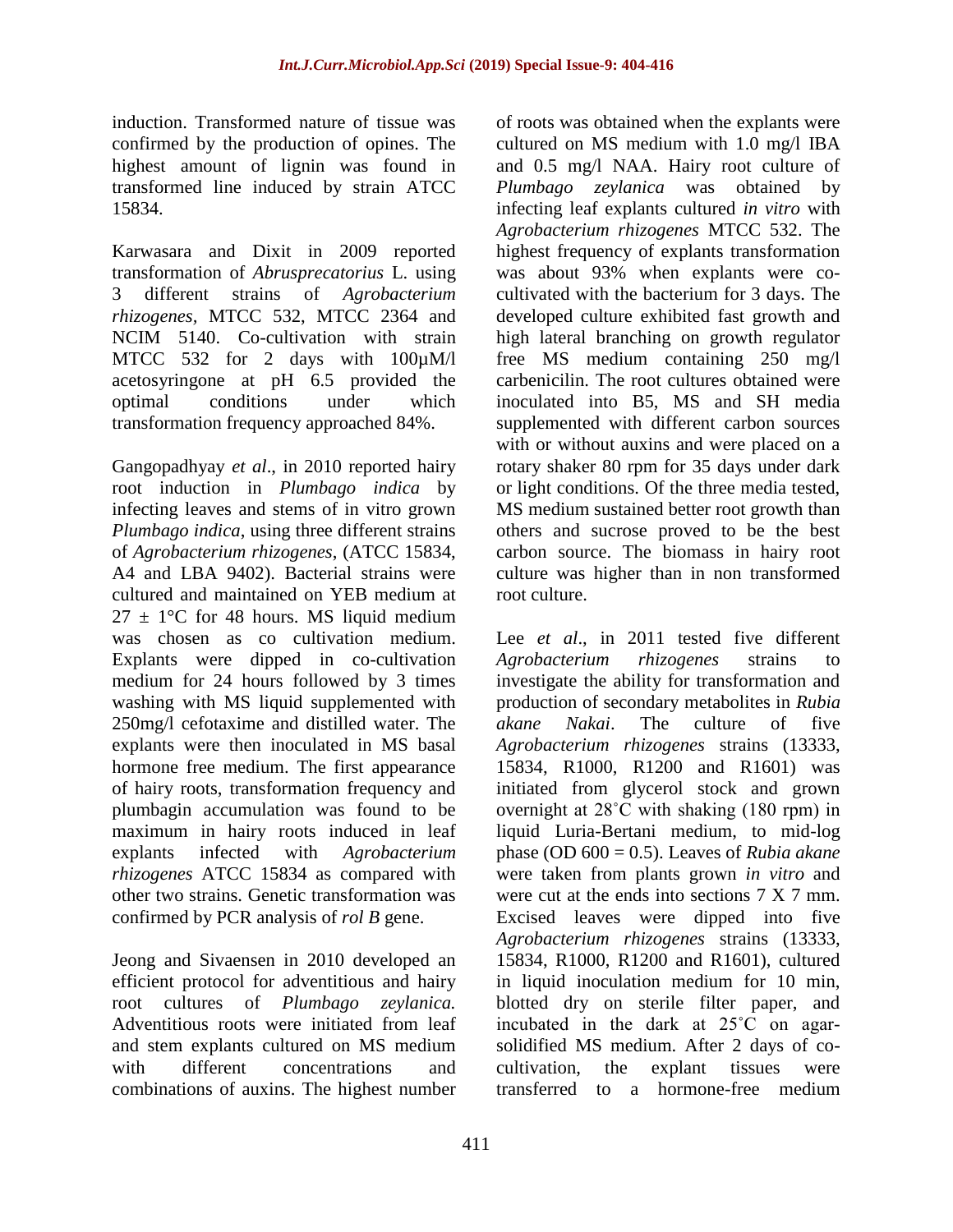induction. Transformed nature of tissue was confirmed by the production of opines. The highest amount of lignin was found in transformed line induced by strain ATCC 15834.

Karwasara and Dixit in 2009 reported transformation of *Abrusprecatorius* L. using 3 different strains of *Agrobacterium rhizogenes*, MTCC 532, MTCC 2364 and NCIM 5140. Co-cultivation with strain MTCC 532 for 2 days with 100µM/l acetosyringone at pH 6.5 provided the optimal conditions under which transformation frequency approached 84%.

Gangopadhyay *et al*., in 2010 reported hairy root induction in *Plumbago indica* by infecting leaves and stems of in vitro grown *Plumbago indica*, using three different strains of *Agrobacterium rhizogenes*, (ATCC 15834, A4 and LBA 9402). Bacterial strains were cultured and maintained on YEB medium at 27 ± 1°C for 48 hours. MS liquid medium was chosen as co cultivation medium. Explants were dipped in co-cultivation medium for 24 hours followed by 3 times washing with MS liquid supplemented with 250mg/l cefotaxime and distilled water. The explants were then inoculated in MS basal hormone free medium. The first appearance of hairy roots, transformation frequency and plumbagin accumulation was found to be maximum in hairy roots induced in leaf explants infected with *Agrobacterium rhizogenes* ATCC 15834 as compared with other two strains. Genetic transformation was confirmed by PCR analysis of *rol B* gene.

Jeong and Sivaensen in 2010 developed an efficient protocol for adventitious and hairy root cultures of *Plumbago zeylanica.* Adventitious roots were initiated from leaf and stem explants cultured on MS medium with different concentrations and combinations of auxins. The highest number of roots was obtained when the explants were cultured on MS medium with 1.0 mg/l IBA and 0.5 mg/l NAA. Hairy root culture of *Plumbago zeylanica* was obtained by infecting leaf explants cultured *in vitro* with *Agrobacterium rhizogenes* MTCC 532. The highest frequency of explants transformation was about 93% when explants were co-cultivated with the bacterium for 3 days. The developed culture exhibited fast growth and high lateral branching on growth regulator free MS medium containing 250 mg/l carbenicilin. The root cultures obtained were inoculated into B5, MS and SH media supplemented with different carbon sources with or without auxins and were placed on a rotary shaker 80 rpm for 35 days under dark or light conditions. Of the three media tested, MS medium sustained better root growth than others and sucrose proved to be the best carbon source. The biomass in hairy root culture was higher than in non transformed root culture.

Lee *et al*., in 2011 tested five different *Agrobacterium rhizogenes* strains to investigate the ability for transformation and production of secondary metabolites in *Rubia akane Nakai*. The culture of five *Agrobacterium rhizogenes* strains (13333, 15834, R1000, R1200 and R1601) was initiated from glycerol stock and grown overnight at 28˚C with shaking (180 rpm) in liquid Luria-Bertani medium, to mid-log phase (OD 600 = 0.5). Leaves of *Rubia akane* were taken from plants grown *in vitro* and were cut at the ends into sections 7 X 7 mm. Excised leaves were dipped into five *Agrobacterium rhizogenes* strains (13333, 15834, R1000, R1200 and R1601), cultured in liquid inoculation medium for 10 min, blotted dry on sterile filter paper, and incubated in the dark at 25˚C on agar-solidified MS medium. After 2 days of co-cultivation, the explant tissues were transferred to a hormone-free medium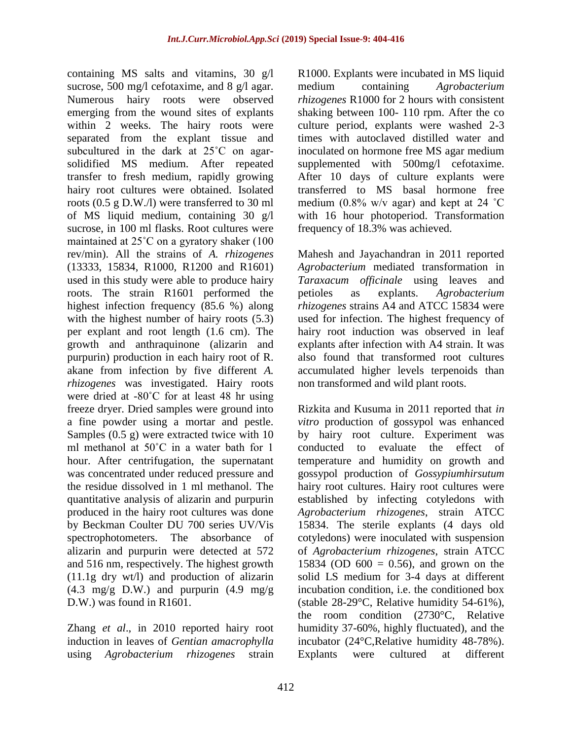containing MS salts and vitamins, 30 g/l sucrose, 500 mg/l cefotaxime, and 8 g/l agar. Numerous hairy roots were observed emerging from the wound sites of explants within 2 weeks. The hairy roots were separated from the explant tissue and subcultured in the dark at 25˚C on agar-solidified MS medium. After repeated transfer to fresh medium, rapidly growing hairy root cultures were obtained. Isolated roots (0.5 g D.W./l) were transferred to 30 ml of MS liquid medium, containing 30 g/l sucrose, in 100 ml flasks. Root cultures were maintained at 25˚C on a gyratory shaker (100 rev/min). All the strains of *A. rhizogenes* (13333, 15834, R1000, R1200 and R1601) used in this study were able to produce hairy roots. The strain R1601 performed the highest infection frequency (85.6 %) along with the highest number of hairy roots (5.3) per explant and root length (1.6 cm). The growth and anthraquinone (alizarin and purpurin) production in each hairy root of R. akane from infection by five different *A. rhizogenes* was investigated. Hairy roots were dried at -80˚C for at least 48 hr using freeze dryer. Dried samples were ground into a fine powder using a mortar and pestle. Samples (0.5 g) were extracted twice with 10 ml methanol at 50˚C in a water bath for 1 hour. After centrifugation, the supernatant was concentrated under reduced pressure and the residue dissolved in 1 ml methanol. The quantitative analysis of alizarin and purpurin produced in the hairy root cultures was done by Beckman Coulter DU 700 series UV/Vis spectrophotometers. The absorbance of alizarin and purpurin were detected at 572 and 516 nm, respectively. The highest growth (11.1g dry wt/l) and production of alizarin (4.3 mg/g D.W.) and purpurin (4.9 mg/g D.W.) was found in R1601.

Zhang *et al*., in 2010 reported hairy root induction in leaves of *Gentian amacrophylla* using *Agrobacterium rhizogenes* strain R1000. Explants were incubated in MS liquid medium containing *Agrobacterium rhizogenes* R1000 for 2 hours with consistent shaking between 100- 110 rpm. After the co culture period, explants were washed 2-3 times with autoclaved distilled water and inoculated on hormone free MS agar medium supplemented with 500mg/l cefotaxime. After 10 days of culture explants were transferred to MS basal hormone free medium (0.8% w/v agar) and kept at 24 ˚C with 16 hour photoperiod. Transformation frequency of 18.3% was achieved.

Mahesh and Jayachandran in 2011 reported *Agrobacterium* mediated transformation in *Taraxacum officinale* using leaves and petioles as explants. *Agrobacterium rhizogenes* strains A4 and ATCC 15834 were used for infection. The highest frequency of hairy root induction was observed in leaf explants after infection with A4 strain. It was also found that transformed root cultures accumulated higher levels terpenoids than non transformed and wild plant roots.

Rizkita and Kusuma in 2011 reported that *in vitro* production of gossypol was enhanced by hairy root culture. Experiment was conducted to evaluate the effect of temperature and humidity on growth and gossypol production of *Gossypiumhirsutum* hairy root cultures. Hairy root cultures were established by infecting cotyledons with *Agrobacterium rhizogenes*, strain ATCC 15834. The sterile explants (4 days old cotyledons) were inoculated with suspension of *Agrobacterium rhizogenes*, strain ATCC 15834 (OD 600 = 0.56), and grown on the solid LS medium for 3-4 days at different incubation condition, i.e. the conditioned box (stable 28-29°C, Relative humidity 54-61%), the room condition (2730°C, Relative humidity 37-60%, highly fluctuated), and the incubator (24°C,Relative humidity 48-78%). Explants were cultured at different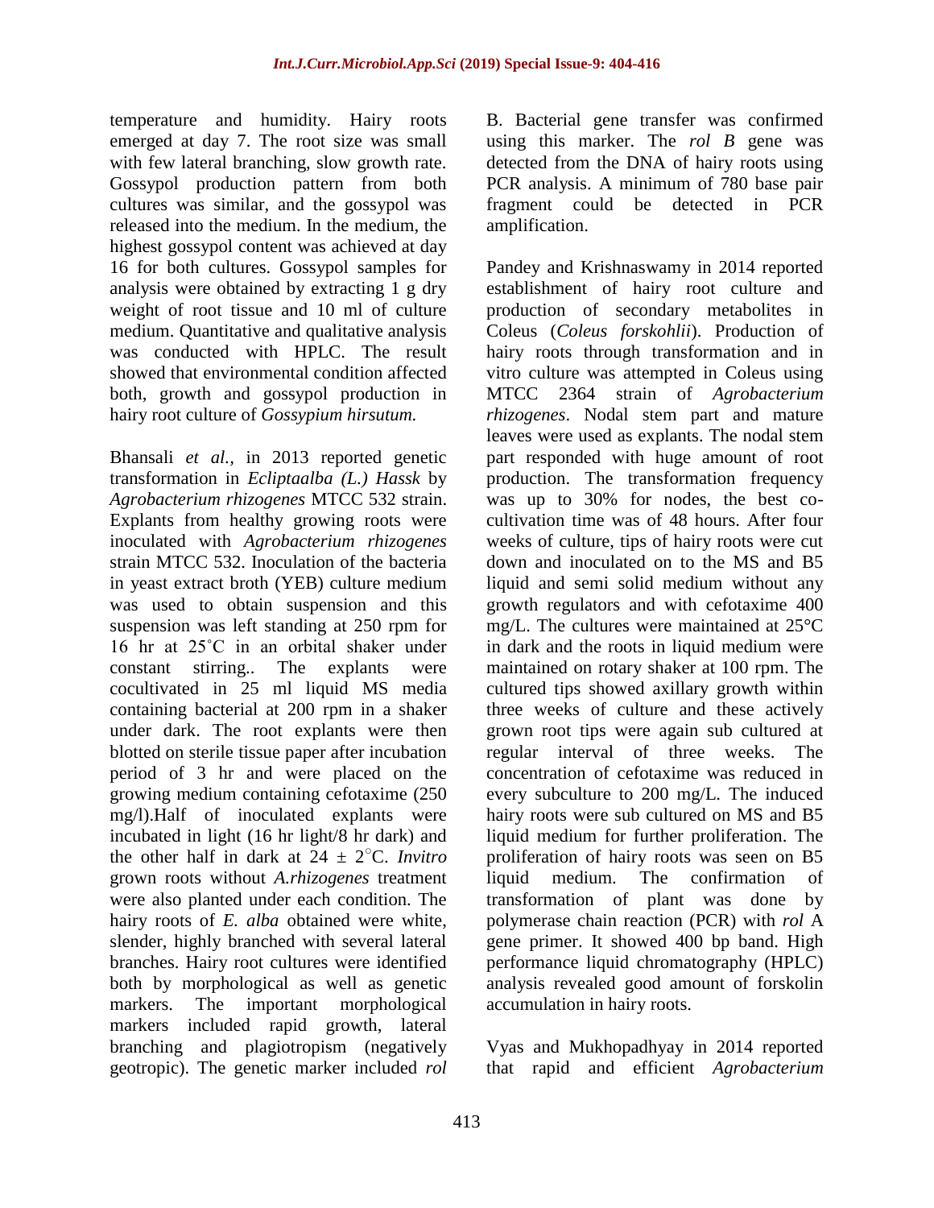temperature and humidity. Hairy roots emerged at day 7. The root size was small with few lateral branching, slow growth rate. Gossypol production pattern from both cultures was similar, and the gossypol was released into the medium. In the medium, the highest gossypol content was achieved at day 16 for both cultures. Gossypol samples for analysis were obtained by extracting 1 g dry weight of root tissue and 10 ml of culture medium. Quantitative and qualitative analysis was conducted with HPLC. The result showed that environmental condition affected both, growth and gossypol production in hairy root culture of *Gossypium hirsutum.*

Bhansali *et al.,* in 2013 reported genetic transformation in *Ecliptaalba (L.) Hassk* by *Agrobacterium rhizogenes* MTCC 532 strain. Explants from healthy growing roots were inoculated with *Agrobacterium rhizogenes* strain MTCC 532. Inoculation of the bacteria in yeast extract broth (YEB) culture medium was used to obtain suspension and this suspension was left standing at 250 rpm for 16 hr at 25˚C in an orbital shaker under constant stirring.. The explants were cocultivated in 25 ml liquid MS media containing bacterial at 200 rpm in a shaker under dark. The root explants were then blotted on sterile tissue paper after incubation period of 3 hr and were placed on the growing medium containing cefotaxime (250 mg/l).Half of inoculated explants were incubated in light (16 hr light/8 hr dark) and the other half in dark at $24 \pm 2^{\circ}$C. *Invitro* grown roots without *A.rhizogenes* treatment were also planted under each condition. The hairy roots of *E. alba* obtained were white, slender, highly branched with several lateral branches. Hairy root cultures were identified both by morphological as well as genetic markers. The important morphological markers included rapid growth, lateral branching and plagiotropism (negatively geotropic). The genetic marker included *rol* B. Bacterial gene transfer was confirmed using this marker. The *rol B* gene was detected from the DNA of hairy roots using PCR analysis. A minimum of 780 base pair fragment could be detected in PCR amplification.

Pandey and Krishnaswamy in 2014 reported establishment of hairy root culture and production of secondary metabolites in Coleus (*Coleus forskohlii*). Production of hairy roots through transformation and in vitro culture was attempted in Coleus using MTCC 2364 strain of *Agrobacterium rhizogenes*. Nodal stem part and mature leaves were used as explants. The nodal stem part responded with huge amount of root production. The transformation frequency was up to 30% for nodes, the best co-cultivation time was of 48 hours. After four weeks of culture, tips of hairy roots were cut down and inoculated on to the MS and B5 liquid and semi solid medium without any growth regulators and with cefotaxime 400 mg/L. The cultures were maintained at 25°C in dark and the roots in liquid medium were maintained on rotary shaker at 100 rpm. The cultured tips showed axillary growth within three weeks of culture and these actively grown root tips were again sub cultured at regular interval of three weeks. The concentration of cefotaxime was reduced in every subculture to 200 mg/L. The induced hairy roots were sub cultured on MS and B5 liquid medium for further proliferation. The proliferation of hairy roots was seen on B5 liquid medium. The confirmation of transformation of plant was done by polymerase chain reaction (PCR) with *rol* A gene primer. It showed 400 bp band. High performance liquid chromatography (HPLC) analysis revealed good amount of forskolin accumulation in hairy roots.

Vyas and Mukhopadhyay in 2014 reported that rapid and efficient *Agrobacterium*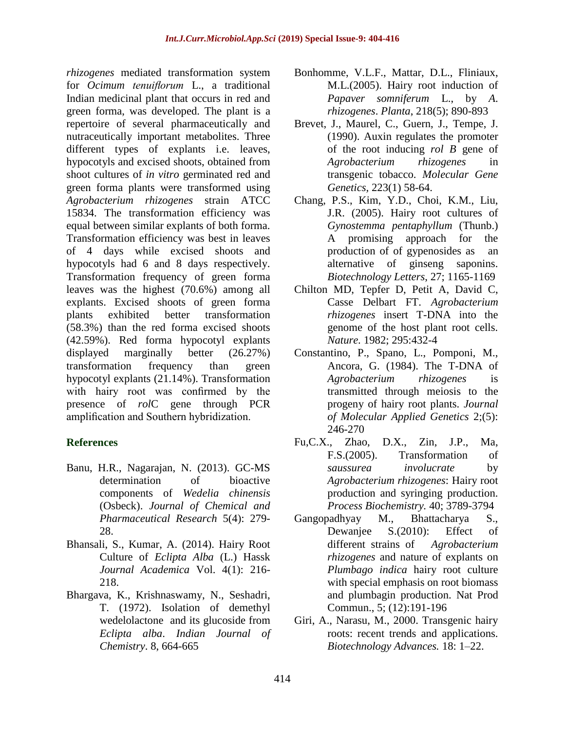*rhizogenes* mediated transformation system for *Ocimum tenuiflorum* L., a traditional Indian medicinal plant that occurs in red and green forma, was developed. The plant is a repertoire of several pharmaceutically and nutraceutically important metabolites. Three different types of explants i.e. leaves, hypocotyls and excised shoots, obtained from shoot cultures of *in vitro* germinated red and green forma plants were transformed using *Agrobacterium rhizogenes* strain ATCC 15834. The transformation efficiency was equal between similar explants of both forma. Transformation efficiency was best in leaves of 4 days while excised shoots and hypocotyls had 6 and 8 days respectively. Transformation frequency of green forma leaves was the highest (70.6%) among all explants. Excised shoots of green forma plants exhibited better transformation (58.3%) than the red forma excised shoots (42.59%). Red forma hypocotyl explants displayed marginally better (26.27%) transformation frequency than green hypocotyl explants (21.14%). Transformation with hairy root was confirmed by the presence of *rol*C gene through PCR amplification and Southern hybridization.

## References

Banu, H.R., Nagarajan, N. (2013). GC-MS determination of bioactive components of *Wedelia chinensis* (Osbeck). *Journal of Chemical and Pharmaceutical Research* 5(4): 279-28.

Bhansali, S., Kumar, A. (2014). Hairy Root Culture of *Eclipta Alba* (L.) Hassk *Journal Academica* Vol. 4(1): 216-218.

Bhargava, K., Krishnaswamy, N., Seshadri, T. (1972). Isolation of demethyl wedelolactone and its glucoside from *Eclipta alba*. *Indian Journal of Chemistry*. 8, 664-665

Bonhomme, V.L.F., Mattar, D.L., Fliniaux, M.L.(2005). Hairy root induction of *Papaver somniferum* L., by *A. rhizogenes*. *Planta*, 218(5); 890-893

Brevet, J., Maurel, C., Guern, J., Tempe, J. (1990). Auxin regulates the promoter of the root inducing *rol B* gene of *Agrobacterium rhizogenes* in transgenic tobacco. *Molecular Gene Genetics*, 223(1) 58-64.

Chang, P.S., Kim, Y.D., Choi, K.M., Liu, J.R. (2005). Hairy root cultures of *Gynostemma pentaphyllum* (Thunb.) A promising approach for the production of of gypenosides as an alternative of ginseng saponins. *Biotechnology Letters*, 27; 1165-1169

Chilton MD, Tepfer D, Petit A, David C, Casse Delbart FT. *Agrobacterium rhizogenes* insert T-DNA into the genome of the host plant root cells. *Nature*. 1982; 295:432-4

Constantino, P., Spano, L., Pomponi, M., Ancora, G. (1984). The T-DNA of *Agrobacterium rhizogenes* is transmitted through meiosis to the progeny of hairy root plants. *Journal of Molecular Applied Genetics* 2;(5): 246-270

Fu,C.X., Zhao, D.X., Zin, J.P., Ma, F.S.(2005). Transformation of *saussurea involucrate* by *Agrobacterium rhizogenes*: Hairy root production and syringing production. *Process Biochemistry.* 40; 3789-3794

Gangopadhyay M., Bhattacharya S., Dewanjee S.(2010): Effect of different strains of *Agrobacterium rhizogenes* and nature of explants on *Plumbago indica* hairy root culture with special emphasis on root biomass and plumbagin production. Nat Prod Commun., 5; (12):191-196

Giri, A., Narasu, M., 2000. Transgenic hairy roots: recent trends and applications. *Biotechnology Advances.* 18: 1–22.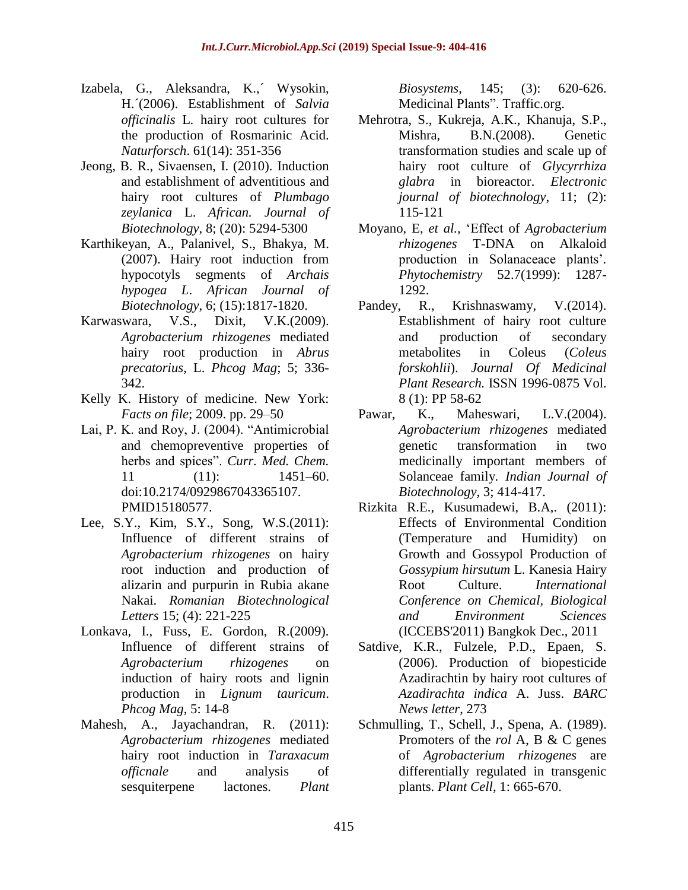Izabela, G., Aleksandra, K.,´ Wysokin, H.´(2006). Establishment of *Salvia officinalis* L. hairy root cultures for the production of Rosmarinic Acid. *Naturforsch*. 61(14): 351-356

Jeong, B. R., Sivaensen, I. (2010). Induction and establishment of adventitious and hairy root cultures of *Plumbago zeylanica* L. *African. Journal of Biotechnology*, 8; (20): 5294-5300

Karthikeyan, A., Palanivel, S., Bhakya, M. (2007). Hairy root induction from hypocotyls segments of *Archais hypogea L*. *African Journal of Biotechnology*, 6; (15):1817-1820.

Karwaswara, V.S., Dixit, V.K.(2009). *Agrobacterium rhizogenes* mediated hairy root production in *Abrus precatorius*, L. *Phcog Mag*; 5; 336-342.

Kelly K. History of medicine. New York: *Facts on file*; 2009. pp. 29–50

Lai, P. K. and Roy, J. (2004). "Antimicrobial and chemopreventive properties of herbs and spices". *Curr. Med. Chem.* 11 (11): 1451–60. doi:10.2174/0929867043365107. PMID15180577.

Lee, S.Y., Kim, S.Y., Song, W.S.(2011): Influence of different strains of *Agrobacterium rhizogenes* on hairy root induction and production of alizarin and purpurin in Rubia akane Nakai. *Romanian Biotechnological Letters* 15; (4): 221-225

Lonkava, I., Fuss, E. Gordon, R.(2009). Influence of different strains of *Agrobacterium rhizogenes* on induction of hairy roots and lignin production in *Lignum tauricum*. *Phcog Mag*, 5: 14-8

Mahesh, A., Jayachandran, R. (2011): *Agrobacterium rhizogenes* mediated hairy root induction in *Taraxacum officnale* and analysis of sesquiterpene lactones. *Plant Biosystems*, 145; (3): 620-626. Medicinal Plants". Traffic.org.

Mehrotra, S., Kukreja, A.K., Khanuja, S.P., Mishra, B.N.(2008). Genetic transformation studies and scale up of hairy root culture of *Glycyrrhiza glabra* in bioreactor. *Electronic journal of biotechnology*, 11; (2): 115-121

Moyano, E, *et al.*, 'Effect of *Agrobacterium rhizogenes* T-DNA on Alkaloid production in Solanaceace plants'. *Phytochemistry* 52.7(1999): 1287-1292.

Pandey, R., Krishnaswamy, V.(2014). Establishment of hairy root culture and production of secondary metabolites in Coleus (*Coleus forskohlii*). *Journal Of Medicinal Plant Research.* ISSN 1996-0875 Vol. 8 (1): PP 58-62

Pawar, K., Maheswari, L.V.(2004). *Agrobacterium rhizogenes* mediated genetic transformation in two medicinally important members of Solanceae family. *Indian Journal of Biotechnology*, 3; 414-417.

Rizkita R.E., Kusumadewi, B.A,. (2011): Effects of Environmental Condition (Temperature and Humidity) on Growth and Gossypol Production of *Gossypium hirsutum* L. Kanesia Hairy Root Culture. *International Conference on Chemical, Biological and Environment Sciences* (ICCEBS'2011) Bangkok Dec., 2011

Satdive, K.R., Fulzele, P.D., Epaen, S. (2006). Production of biopesticide Azadirachtin by hairy root cultures of *Azadirachta indica* A. Juss. *BARC News letter*, 273

Schmulling, T., Schell, J., Spena, A. (1989). Promoters of the *rol* A, B & C genes of *Agrobacterium rhizogenes* are differentially regulated in transgenic plants. *Plant Cell*, 1: 665-670.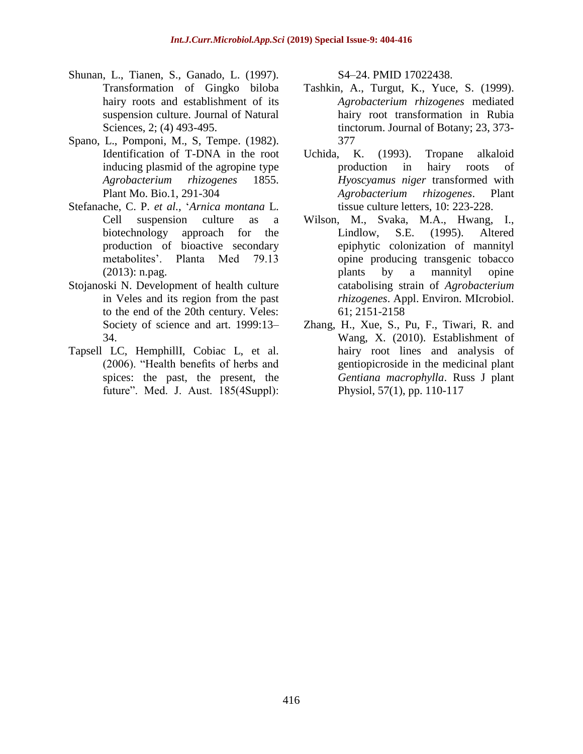Shunan, L., Tianen, S., Ganado, L. (1997). Transformation of Gingko biloba hairy roots and establishment of its suspension culture. Journal of Natural Sciences, 2; (4) 493-495.

Spano, L., Pomponi, M., S, Tempe. (1982). Identification of T-DNA in the root inducing plasmid of the agropine type *Agrobacterium rhizogenes* 1855. Plant Mo. Bio.1, 291-304

Stefanache, C. P. *et al.*, '*Arnica montana* L. Cell suspension culture as a biotechnology approach for the production of bioactive secondary metabolites'. Planta Med 79.13 (2013): n.pag.

Stojanoski N. Development of health culture in Veles and its region from the past to the end of the 20th century. Veles: Society of science and art. 1999:13–34.

Tapsell LC, HemphillI, Cobiac L, et al. (2006). "Health benefits of herbs and spices: the past, the present, the future". Med. J. Aust. 185(4Suppl): S4–24. PMID 17022438.

Tashkin, A., Turgut, K., Yuce, S. (1999). *Agrobacterium rhizogenes* mediated hairy root transformation in Rubia tinctorum. Journal of Botany; 23, 373-377

Uchida, K. (1993). Tropane alkaloid production in hairy roots of *Hyoscyamus niger* transformed with *Agrobacterium rhizogenes*. Plant tissue culture letters, 10: 223-228.

Wilson, M., Svaka, M.A., Hwang, I., Lindlow, S.E. (1995). Altered epiphytic colonization of mannityl opine producing transgenic tobacco plants by a mannityl opine catabolising strain of *Agrobacterium rhizogenes*. Appl. Environ. MIcrobiol. 61; 2151-2158

Zhang, H., Xue, S., Pu, F., Tiwari, R. and Wang, X. (2010). Establishment of hairy root lines and analysis of gentiopicroside in the medicinal plant *Gentiana macrophylla*. Russ J plant Physiol, 57(1), pp. 110-117